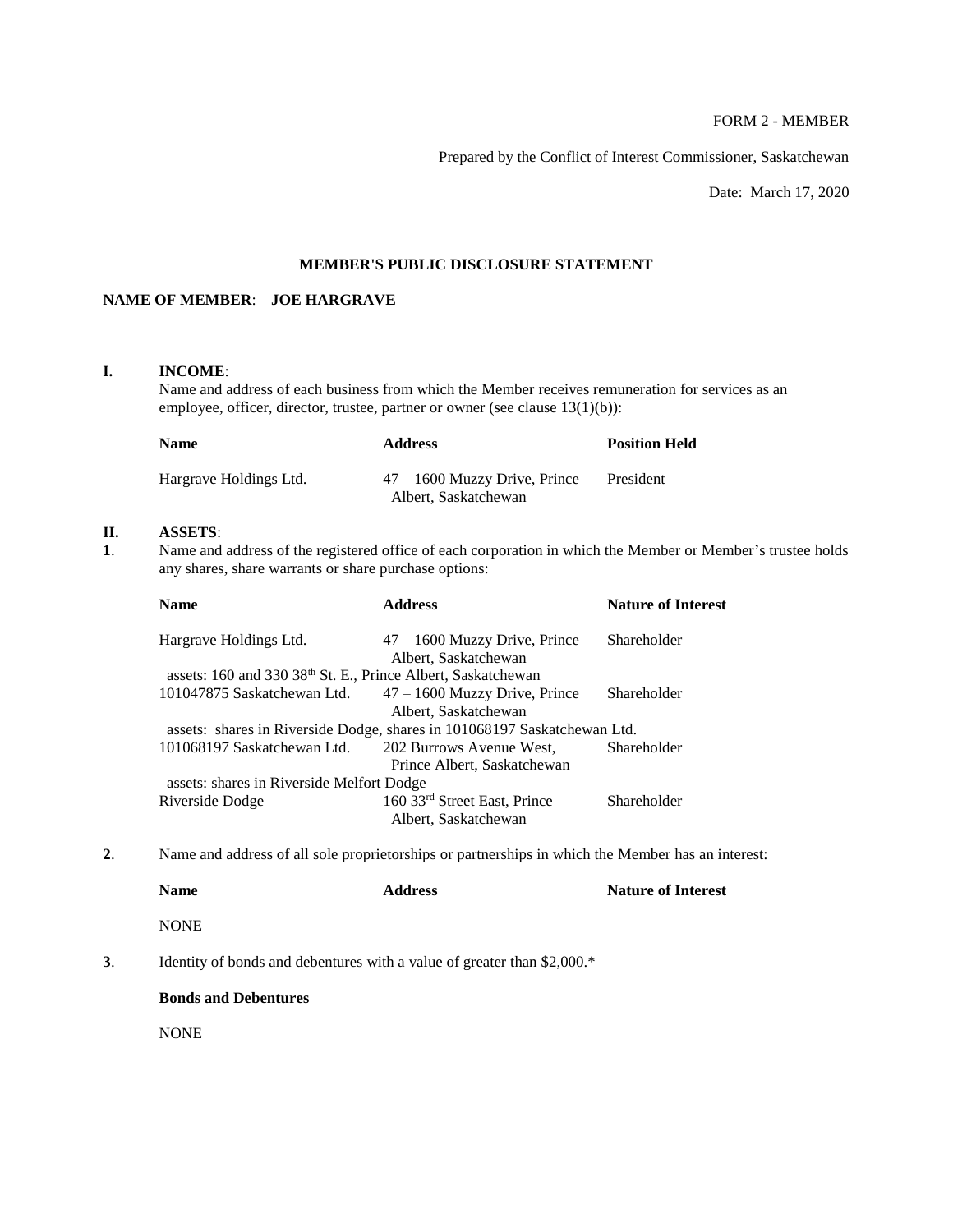FORM 2 - MEMBER

Prepared by the Conflict of Interest Commissioner, Saskatchewan

Date: March 17, 2020

# MEMBER'S PUBLIC DISCLOSURE STATEMENT

**NAME OF MEMBER**: **JOE HARGRAVE**

## I. INCOME:

Name and address of each business from which the Member receives remuneration for services as an employee, officer, director, trustee, partner or owner (see clause 13(1)(b)):

| Name | Address | Position Held |
|---|---|---|
| Hargrave Holdings Ltd. | 47 – 1600 Muzzy Drive, Prince Albert, Saskatchewan | President |

## II. ASSETS:

**1**. Name and address of the registered office of each corporation in which the Member or Member's trustee holds any shares, share warrants or share purchase options:

| Name | Address | Nature of Interest |
|---|---|---|
| Hargrave Holdings Ltd. | 47 – 1600 Muzzy Drive, Prince Albert, Saskatchewan | Shareholder |
| assets: 160 and 330 38th St. E., Prince Albert, Saskatchewan | | |
| 101047875 Saskatchewan Ltd. | 47 – 1600 Muzzy Drive, Prince Albert, Saskatchewan | Shareholder |
| assets: shares in Riverside Dodge, shares in 101068197 Saskatchewan Ltd. | | |
| 101068197 Saskatchewan Ltd. | 202 Burrows Avenue West, Prince Albert, Saskatchewan | Shareholder |
| assets: shares in Riverside Melfort Dodge | | |
| Riverside Dodge | 160 33rd Street East, Prince Albert, Saskatchewan | Shareholder |

**2**. Name and address of all sole proprietorships or partnerships in which the Member has an interest:

| Name | Address | Nature of Interest |
|---|---|---|
| NONE | | |

**3**. Identity of bonds and debentures with a value of greater than $2,000.*

**Bonds and Debentures**

NONE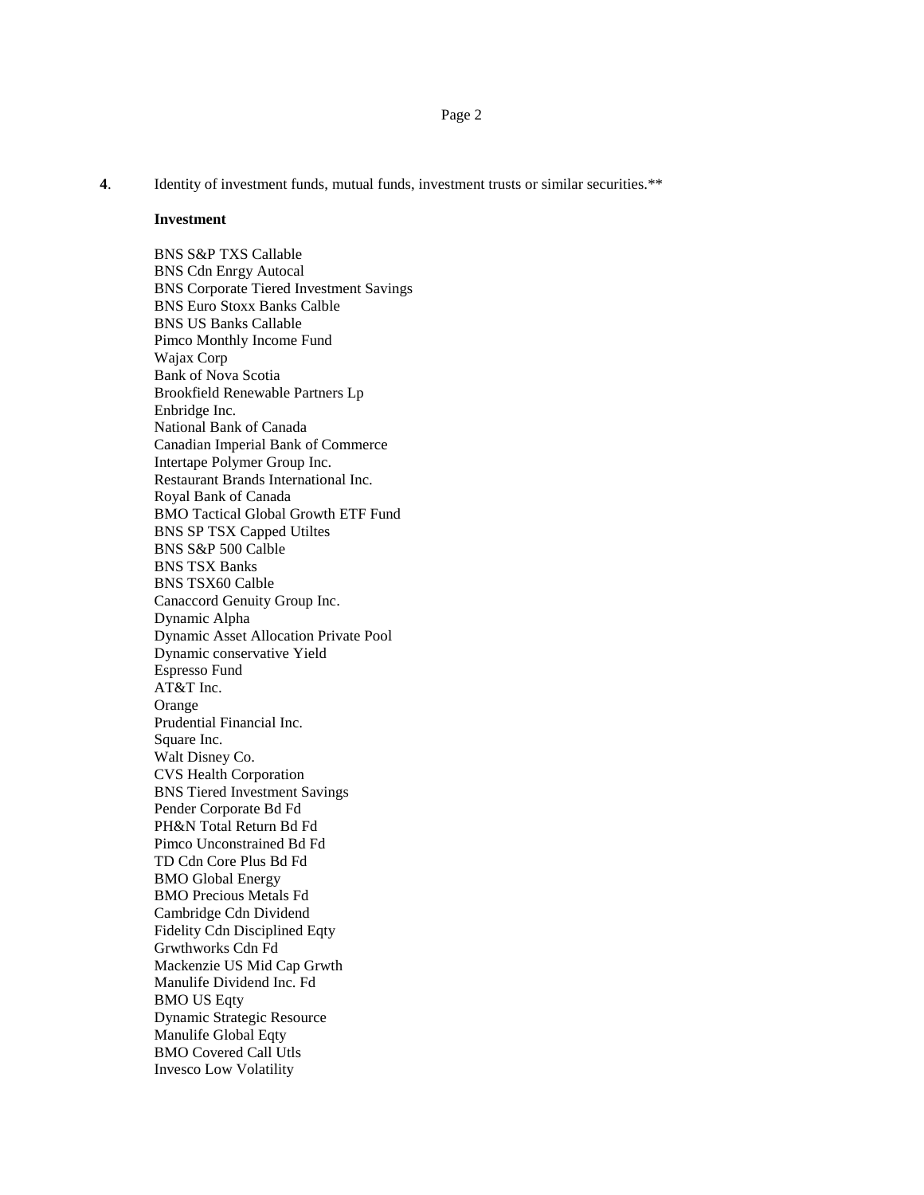**4**. Identity of investment funds, mutual funds, investment trusts or similar securities.**

**Investment**

BNS S&P TXS Callable
BNS Cdn Enrgy Autocal
BNS Corporate Tiered Investment Savings
BNS Euro Stoxx Banks Calble
BNS US Banks Callable
Pimco Monthly Income Fund
Wajax Corp
Bank of Nova Scotia
Brookfield Renewable Partners Lp
Enbridge Inc.
National Bank of Canada
Canadian Imperial Bank of Commerce
Intertape Polymer Group Inc.
Restaurant Brands International Inc.
Royal Bank of Canada
BMO Tactical Global Growth ETF Fund
BNS SP TSX Capped Utiltes
BNS S&P 500 Calble
BNS TSX Banks
BNS TSX60 Calble
Canaccord Genuity Group Inc.
Dynamic Alpha
Dynamic Asset Allocation Private Pool
Dynamic conservative Yield
Espresso Fund
AT&T Inc.
Orange
Prudential Financial Inc.
Square Inc.
Walt Disney Co.
CVS Health Corporation
BNS Tiered Investment Savings
Pender Corporate Bd Fd
PH&N Total Return Bd Fd
Pimco Unconstrained Bd Fd
TD Cdn Core Plus Bd Fd
BMO Global Energy
BMO Precious Metals Fd
Cambridge Cdn Dividend
Fidelity Cdn Disciplined Eqty
Grwthworks Cdn Fd
Mackenzie US Mid Cap Grwth
Manulife Dividend Inc. Fd
BMO US Eqty
Dynamic Strategic Resource
Manulife Global Eqty
BMO Covered Call Utls
Invesco Low Volatility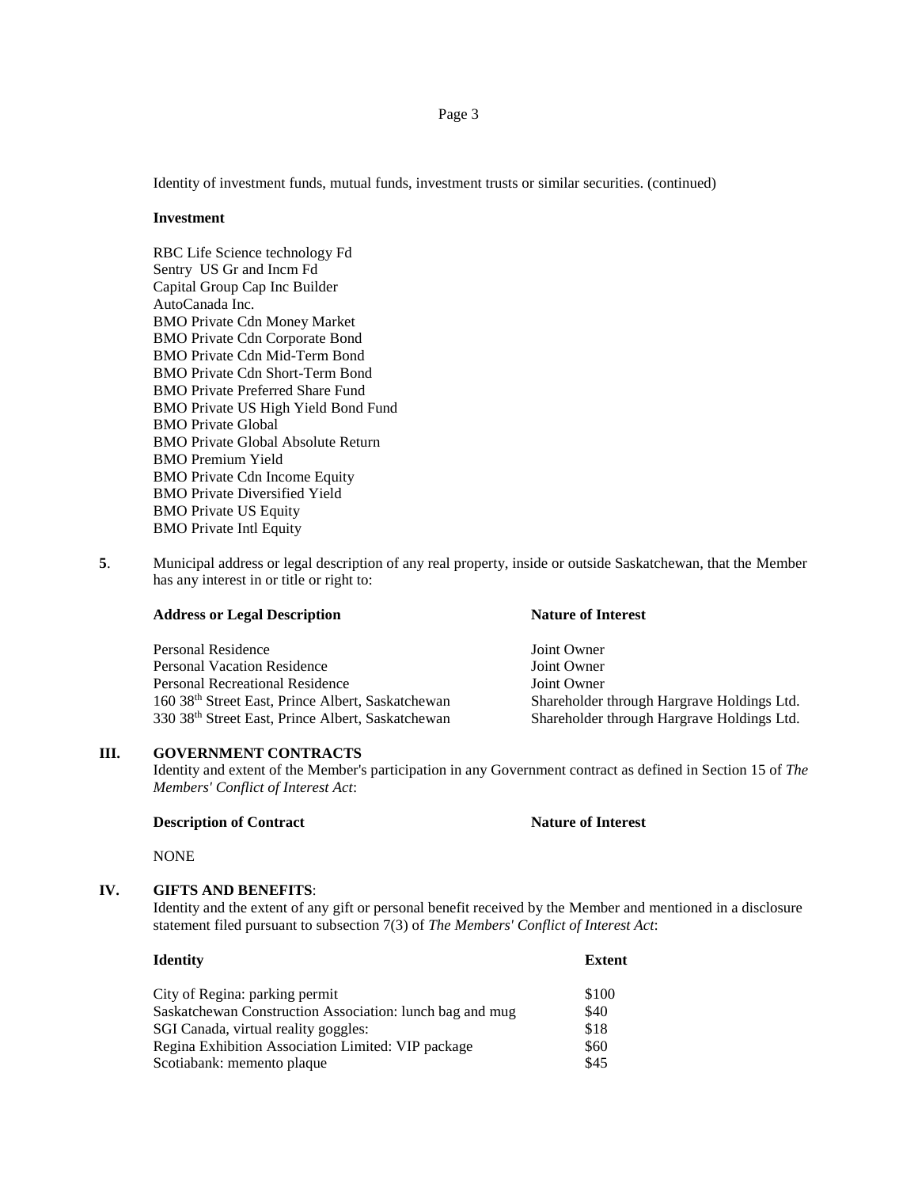Identity of investment funds, mutual funds, investment trusts or similar securities. (continued)

**Investment**

RBC Life Science technology Fd
Sentry US Gr and Incm Fd
Capital Group Cap Inc Builder
AutoCanada Inc.
BMO Private Cdn Money Market
BMO Private Cdn Corporate Bond
BMO Private Cdn Mid-Term Bond
BMO Private Cdn Short-Term Bond
BMO Private Preferred Share Fund
BMO Private US High Yield Bond Fund
BMO Private Global
BMO Private Global Absolute Return
BMO Premium Yield
BMO Private Cdn Income Equity
BMO Private Diversified Yield
BMO Private US Equity
BMO Private Intl Equity

**5**. Municipal address or legal description of any real property, inside or outside Saskatchewan, that the Member has any interest in or title or right to:

| Address or Legal Description | Nature of Interest |
|---|---|
| Personal Residence | Joint Owner |
| Personal Vacation Residence | Joint Owner |
| Personal Recreational Residence | Joint Owner |
| 160 38th Street East, Prince Albert, Saskatchewan | Shareholder through Hargrave Holdings Ltd. |
| 330 38th Street East, Prince Albert, Saskatchewan | Shareholder through Hargrave Holdings Ltd. |

## III. GOVERNMENT CONTRACTS

Identity and extent of the Member's participation in any Government contract as defined in Section 15 of *The Members' Conflict of Interest Act*:

| Description of Contract | Nature of Interest |
|---|---|
| NONE | |

## IV. GIFTS AND BENEFITS:

Identity and the extent of any gift or personal benefit received by the Member and mentioned in a disclosure statement filed pursuant to subsection 7(3) of *The Members' Conflict of Interest Act*:

| Identity | Extent |
|---|---|
| City of Regina: parking permit | $100 |
| Saskatchewan Construction Association: lunch bag and mug | $40 |
| SGI Canada, virtual reality goggles: | $18 |
| Regina Exhibition Association Limited: VIP package | $60 |
| Scotiabank: memento plaque | $45 |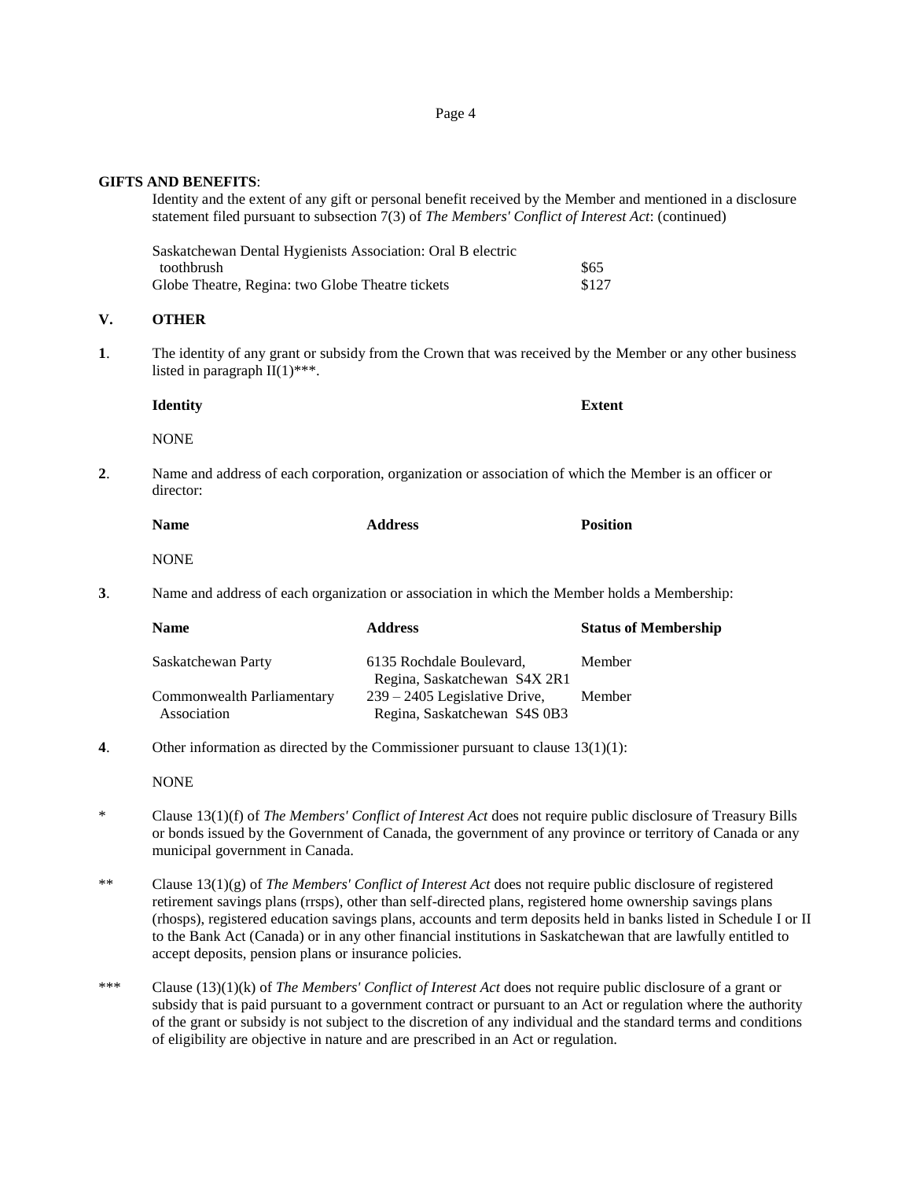**GIFTS AND BENEFITS**:

Identity and the extent of any gift or personal benefit received by the Member and mentioned in a disclosure statement filed pursuant to subsection 7(3) of *The Members' Conflict of Interest Act*: (continued)

| | |
|---|---|
| Saskatchewan Dental Hygienists Association: Oral B electric toothbrush | $65 |
| Globe Theatre, Regina: two Globe Theatre tickets | $127 |

## V. OTHER

**1**. The identity of any grant or subsidy from the Crown that was received by the Member or any other business listed in paragraph II(1)***.

| **Identity** | **Extent** |
|---|---|
| NONE | |

**2**. Name and address of each corporation, organization or association of which the Member is an officer or director:

| **Name** | **Address** | **Position** |
|---|---|---|
| NONE | | |

**3**. Name and address of each organization or association in which the Member holds a Membership:

| **Name** | **Address** | **Status of Membership** |
|---|---|---|
| Saskatchewan Party | 6135 Rochdale Boulevard, Regina, Saskatchewan S4X 2R1 | Member |
| Commonwealth Parliamentary Association | 239 – 2405 Legislative Drive, Regina, Saskatchewan S4S 0B3 | Member |

**4**. Other information as directed by the Commissioner pursuant to clause 13(1)(1):

NONE

\* Clause 13(1)(f) of *The Members' Conflict of Interest Act* does not require public disclosure of Treasury Bills or bonds issued by the Government of Canada, the government of any province or territory of Canada or any municipal government in Canada.

** Clause 13(1)(g) of *The Members' Conflict of Interest Act* does not require public disclosure of registered retirement savings plans (rrsps), other than self-directed plans, registered home ownership savings plans (rhosps), registered education savings plans, accounts and term deposits held in banks listed in Schedule I or II to the Bank Act (Canada) or in any other financial institutions in Saskatchewan that are lawfully entitled to accept deposits, pension plans or insurance policies.

*** Clause (13)(1)(k) of *The Members' Conflict of Interest Act* does not require public disclosure of a grant or subsidy that is paid pursuant to a government contract or pursuant to an Act or regulation where the authority of the grant or subsidy is not subject to the discretion of any individual and the standard terms and conditions of eligibility are objective in nature and are prescribed in an Act or regulation.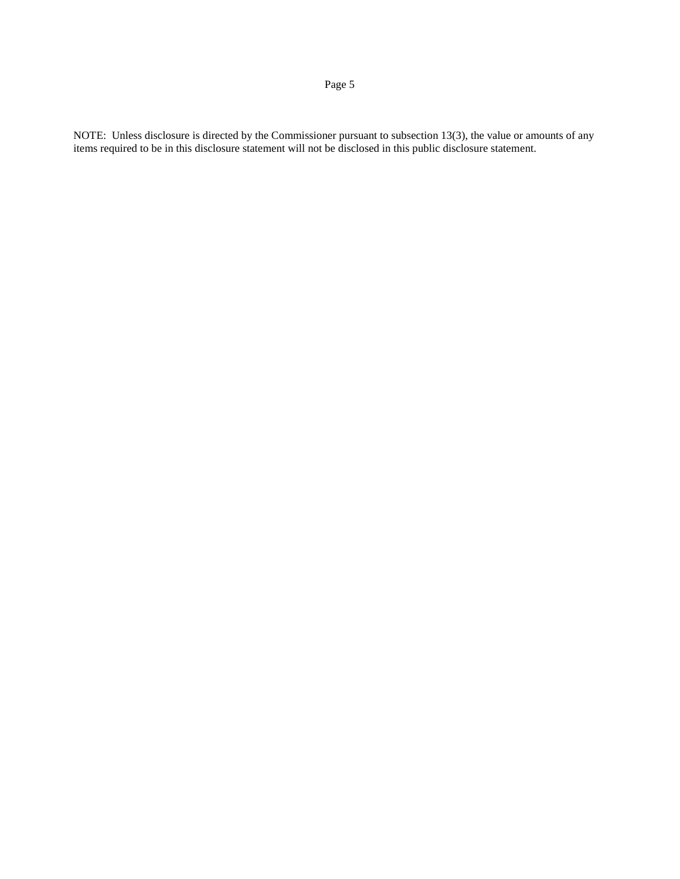NOTE: Unless disclosure is directed by the Commissioner pursuant to subsection 13(3), the value or amounts of any items required to be in this disclosure statement will not be disclosed in this public disclosure statement.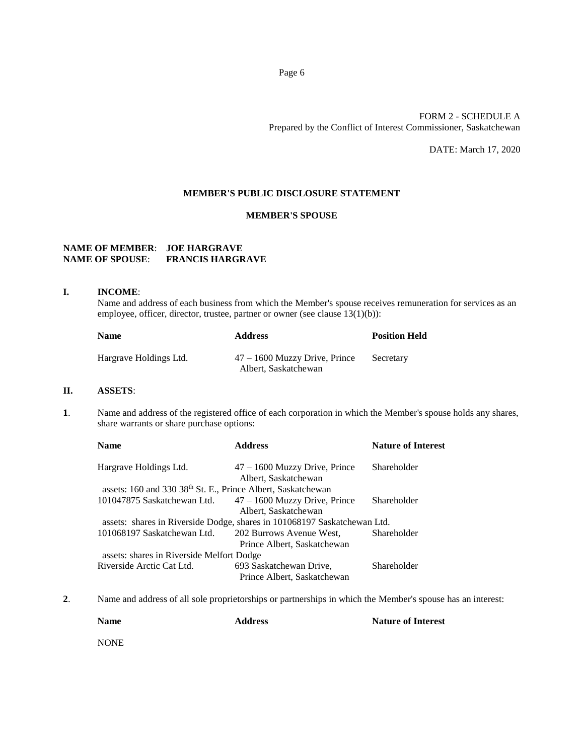FORM 2 - SCHEDULE A
Prepared by the Conflict of Interest Commissioner, Saskatchewan

DATE: March 17, 2020

## MEMBER'S PUBLIC DISCLOSURE STATEMENT

### MEMBER'S SPOUSE

**NAME OF MEMBER**: **JOE HARGRAVE**
**NAME OF SPOUSE**: **FRANCIS HARGRAVE**

**I. INCOME**:

Name and address of each business from which the Member's spouse receives remuneration for services as an employee, officer, director, trustee, partner or owner (see clause 13(1)(b)):

| Name | Address | Position Held |
|---|---|---|
| Hargrave Holdings Ltd. | 47 – 1600 Muzzy Drive, Prince Albert, Saskatchewan | Secretary |

**II. ASSETS**:

**1**. Name and address of the registered office of each corporation in which the Member's spouse holds any shares, share warrants or share purchase options:

| Name | Address | Nature of Interest |
|---|---|---|
| Hargrave Holdings Ltd. | 47 – 1600 Muzzy Drive, Prince Albert, Saskatchewan | Shareholder |
| assets: 160 and 330 38th St. E., Prince Albert, Saskatchewan | | |
| 101047875 Saskatchewan Ltd. | 47 – 1600 Muzzy Drive, Prince Albert, Saskatchewan | Shareholder |
| assets: shares in Riverside Dodge, shares in 101068197 Saskatchewan Ltd. | | |
| 101068197 Saskatchewan Ltd. | 202 Burrows Avenue West, Prince Albert, Saskatchewan | Shareholder |
| assets: shares in Riverside Melfort Dodge | | |
| Riverside Arctic Cat Ltd. | 693 Saskatchewan Drive, Prince Albert, Saskatchewan | Shareholder |

**2**. Name and address of all sole proprietorships or partnerships in which the Member's spouse has an interest:

| Name | Address | Nature of Interest |
|---|---|---|
| NONE | | |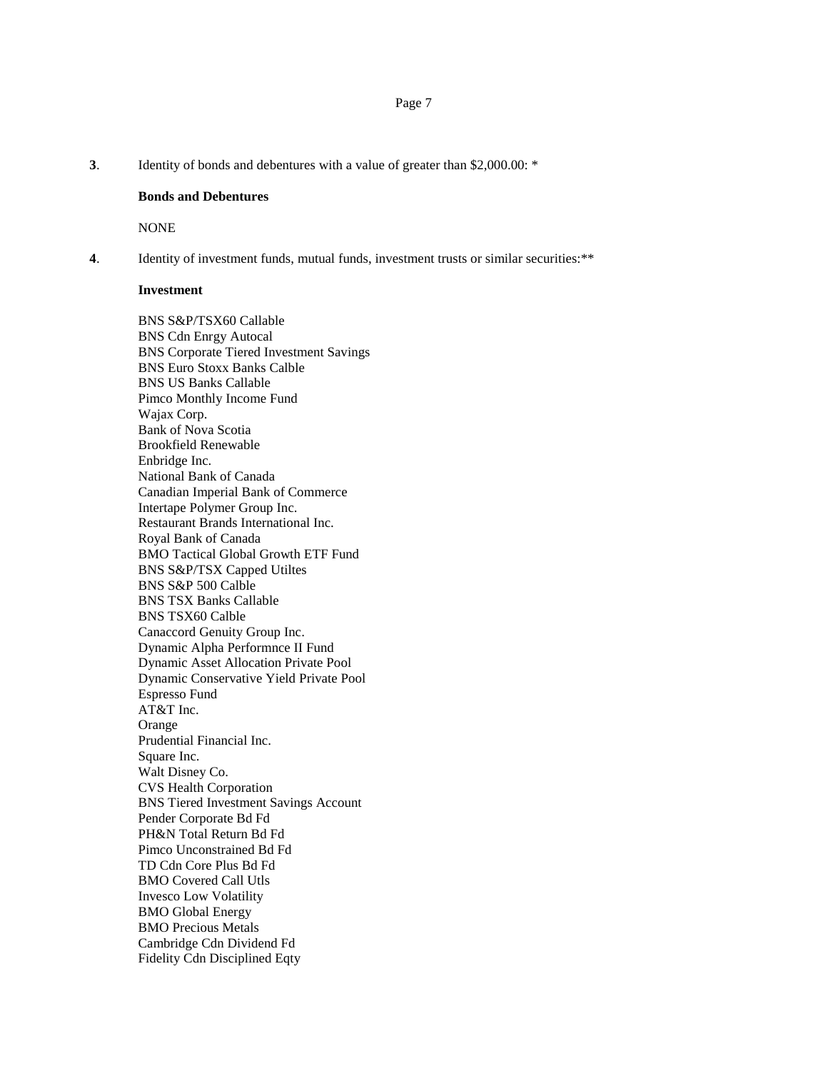**3**. Identity of bonds and debentures with a value of greater than $2,000.00: *

**Bonds and Debentures**

NONE

**4**. Identity of investment funds, mutual funds, investment trusts or similar securities:**

**Investment**

BNS S&P/TSX60 Callable
BNS Cdn Enrgy Autocal
BNS Corporate Tiered Investment Savings
BNS Euro Stoxx Banks Calble
BNS US Banks Callable
Pimco Monthly Income Fund
Wajax Corp.
Bank of Nova Scotia
Brookfield Renewable
Enbridge Inc.
National Bank of Canada
Canadian Imperial Bank of Commerce
Intertape Polymer Group Inc.
Restaurant Brands International Inc.
Royal Bank of Canada
BMO Tactical Global Growth ETF Fund
BNS S&P/TSX Capped Utiltes
BNS S&P 500 Calble
BNS TSX Banks Callable
BNS TSX60 Calble
Canaccord Genuity Group Inc.
Dynamic Alpha Performnce II Fund
Dynamic Asset Allocation Private Pool
Dynamic Conservative Yield Private Pool
Espresso Fund
AT&T Inc.
Orange
Prudential Financial Inc.
Square Inc.
Walt Disney Co.
CVS Health Corporation
BNS Tiered Investment Savings Account
Pender Corporate Bd Fd
PH&N Total Return Bd Fd
Pimco Unconstrained Bd Fd
TD Cdn Core Plus Bd Fd
BMO Covered Call Utls
Invesco Low Volatility
BMO Global Energy
BMO Precious Metals
Cambridge Cdn Dividend Fd
Fidelity Cdn Disciplined Eqty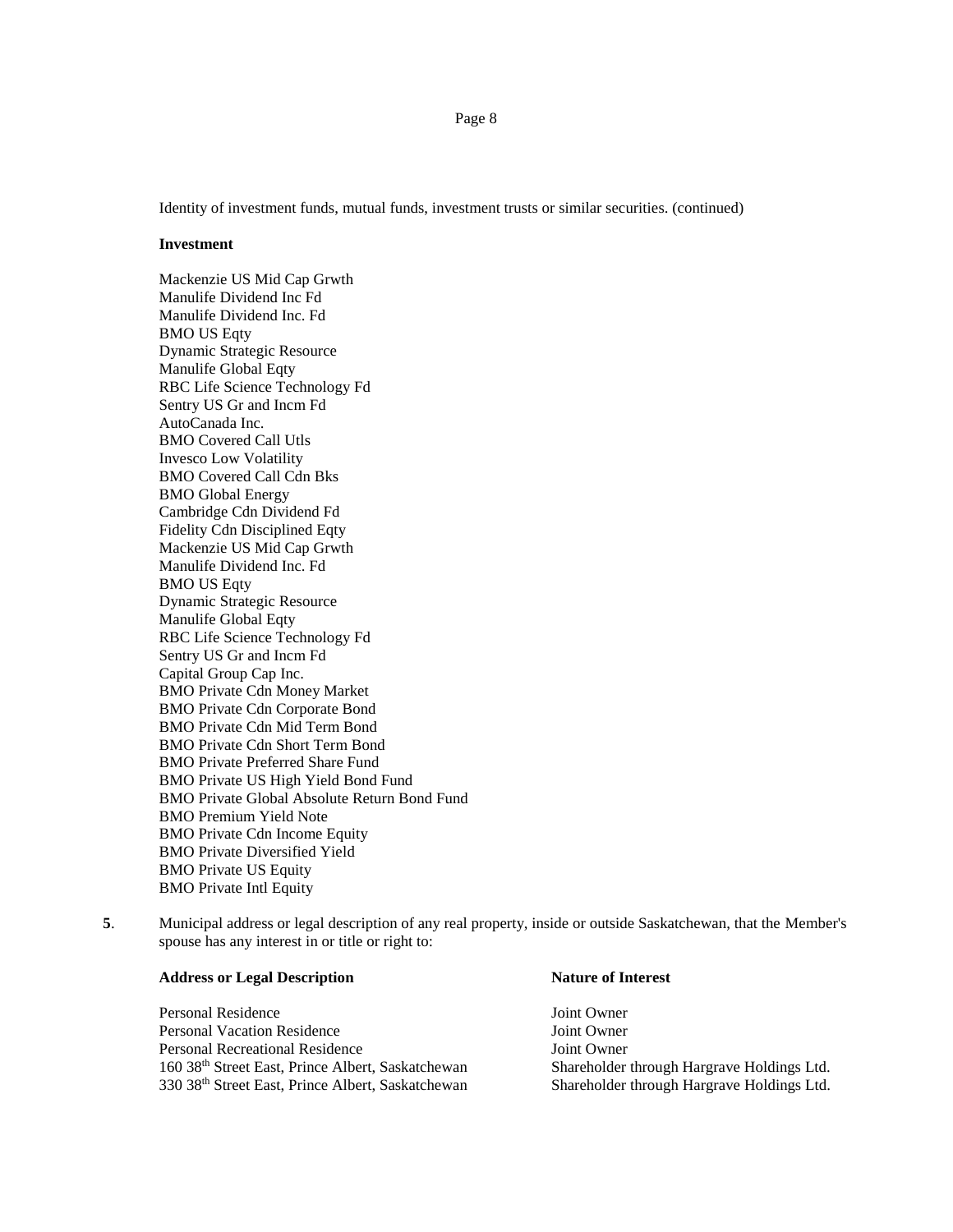Identity of investment funds, mutual funds, investment trusts or similar securities. (continued)

**Investment**

Mackenzie US Mid Cap Grwth
Manulife Dividend Inc Fd
Manulife Dividend Inc. Fd
BMO US Eqty
Dynamic Strategic Resource
Manulife Global Eqty
RBC Life Science Technology Fd
Sentry US Gr and Incm Fd
AutoCanada Inc.
BMO Covered Call Utls
Invesco Low Volatility
BMO Covered Call Cdn Bks
BMO Global Energy
Cambridge Cdn Dividend Fd
Fidelity Cdn Disciplined Eqty
Mackenzie US Mid Cap Grwth
Manulife Dividend Inc. Fd
BMO US Eqty
Dynamic Strategic Resource
Manulife Global Eqty
RBC Life Science Technology Fd
Sentry US Gr and Incm Fd
Capital Group Cap Inc.
BMO Private Cdn Money Market
BMO Private Cdn Corporate Bond
BMO Private Cdn Mid Term Bond
BMO Private Cdn Short Term Bond
BMO Private Preferred Share Fund
BMO Private US High Yield Bond Fund
BMO Private Global Absolute Return Bond Fund
BMO Premium Yield Note
BMO Private Cdn Income Equity
BMO Private Diversified Yield
BMO Private US Equity
BMO Private Intl Equity

**5**. Municipal address or legal description of any real property, inside or outside Saskatchewan, that the Member's spouse has any interest in or title or right to:

| **Address or Legal Description** | **Nature of Interest** |
| --- | --- |
| Personal Residence | Joint Owner |
| Personal Vacation Residence | Joint Owner |
| Personal Recreational Residence | Joint Owner |
| 160 38th Street East, Prince Albert, Saskatchewan | Shareholder through Hargrave Holdings Ltd. |
| 330 38th Street East, Prince Albert, Saskatchewan | Shareholder through Hargrave Holdings Ltd. |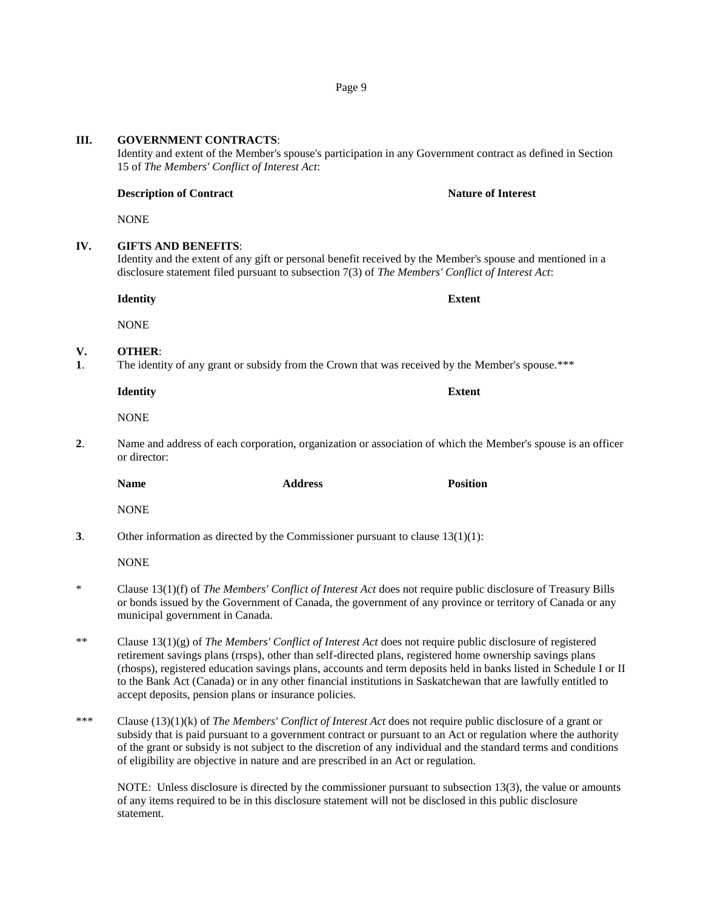## III. GOVERNMENT CONTRACTS:

Identity and extent of the Member's spouse's participation in any Government contract as defined in Section 15 of *The Members' Conflict of Interest Act*:

| Description of Contract | Nature of Interest |
|---|---|
| NONE | |

## IV. GIFTS AND BENEFITS:

Identity and the extent of any gift or personal benefit received by the Member's spouse and mentioned in a disclosure statement filed pursuant to subsection 7(3) of *The Members' Conflict of Interest Act*:

| Identity | Extent |
|---|---|
| NONE | |

## V. OTHER:

**1**. The identity of any grant or subsidy from the Crown that was received by the Member's spouse.***

| Identity | Extent |
|---|---|
| NONE | |

**2**. Name and address of each corporation, organization or association of which the Member's spouse is an officer or director:

| Name | Address | Position |
|---|---|---|
| NONE | | |

**3**. Other information as directed by the Commissioner pursuant to clause 13(1)(l):

NONE

\* Clause 13(1)(f) of *The Members' Conflict of Interest Act* does not require public disclosure of Treasury Bills or bonds issued by the Government of Canada, the government of any province or territory of Canada or any municipal government in Canada.

\** Clause 13(1)(g) of *The Members' Conflict of Interest Act* does not require public disclosure of registered retirement savings plans (rrsps), other than self-directed plans, registered home ownership savings plans (rhosps), registered education savings plans, accounts and term deposits held in banks listed in Schedule I or II to the Bank Act (Canada) or in any other financial institutions in Saskatchewan that are lawfully entitled to accept deposits, pension plans or insurance policies.

\*** Clause (13)(1)(k) of *The Members' Conflict of Interest Act* does not require public disclosure of a grant or subsidy that is paid pursuant to a government contract or pursuant to an Act or regulation where the authority of the grant or subsidy is not subject to the discretion of any individual and the standard terms and conditions of eligibility are objective in nature and are prescribed in an Act or regulation.

NOTE: Unless disclosure is directed by the commissioner pursuant to subsection 13(3), the value or amounts of any items required to be in this disclosure statement will not be disclosed in this public disclosure statement.